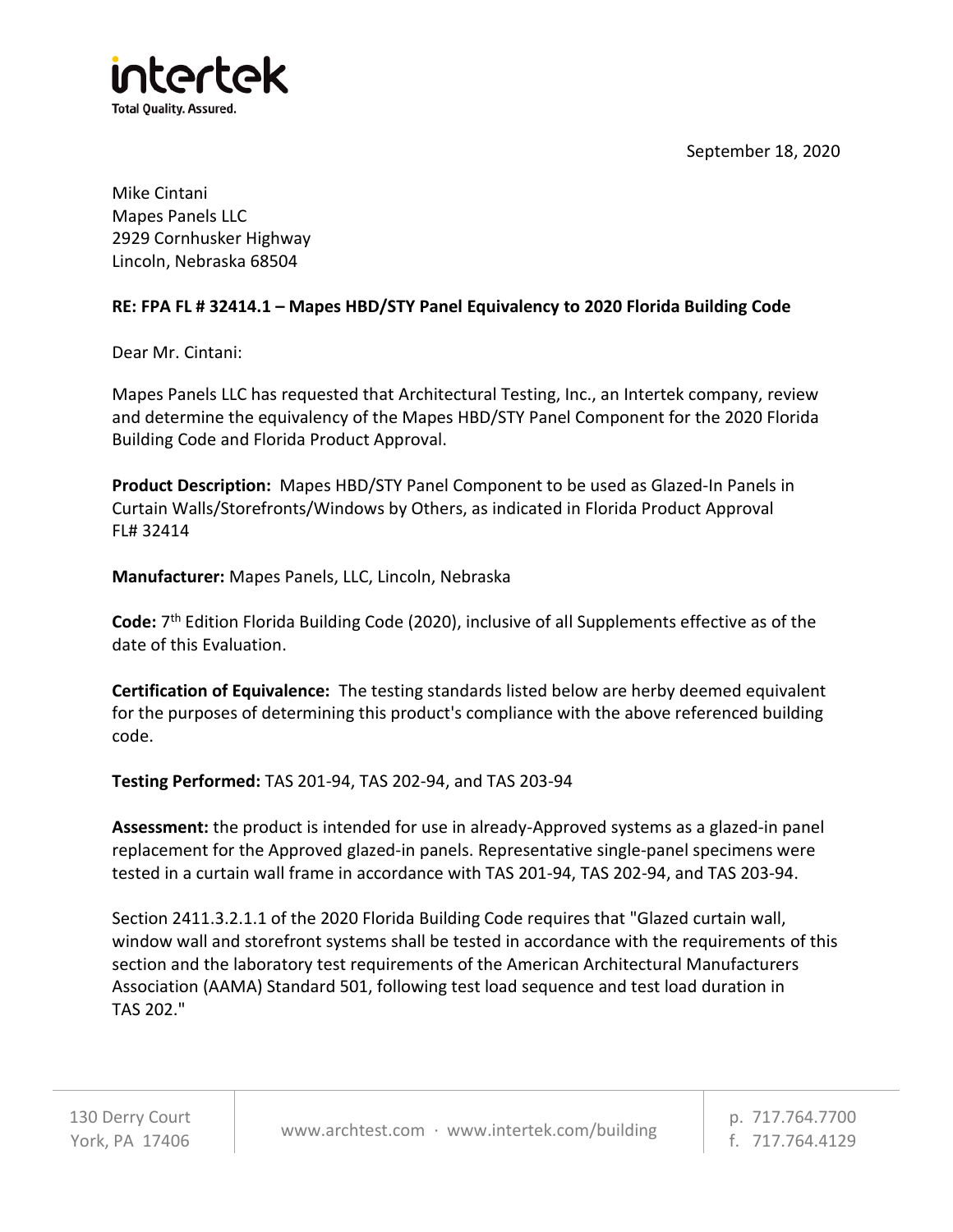intertek

Total Quality. Assured.

September 18, 2020

Mike Cintani
Mapes Panels LLC
2929 Cornhusker Highway
Lincoln, Nebraska 68504

**RE: FPA FL # 32414.1 – Mapes HBD/STY Panel Equivalency to 2020 Florida Building Code**

Dear Mr. Cintani:

Mapes Panels LLC has requested that Architectural Testing, Inc., an Intertek company, review and determine the equivalency of the Mapes HBD/STY Panel Component for the 2020 Florida Building Code and Florida Product Approval.

**Product Description:** Mapes HBD/STY Panel Component to be used as Glazed-In Panels in Curtain Walls/Storefronts/Windows by Others, as indicated in Florida Product Approval FL# 32414

**Manufacturer:** Mapes Panels, LLC, Lincoln, Nebraska

**Code:** 7th Edition Florida Building Code (2020), inclusive of all Supplements effective as of the date of this Evaluation.

**Certification of Equivalence:** The testing standards listed below are herby deemed equivalent for the purposes of determining this product's compliance with the above referenced building code.

**Testing Performed:** TAS 201-94, TAS 202-94, and TAS 203-94

**Assessment:** the product is intended for use in already-Approved systems as a glazed-in panel replacement for the Approved glazed-in panels. Representative single-panel specimens were tested in a curtain wall frame in accordance with TAS 201-94, TAS 202-94, and TAS 203-94.

Section 2411.3.2.1.1 of the 2020 Florida Building Code requires that "Glazed curtain wall, window wall and storefront systems shall be tested in accordance with the requirements of this section and the laboratory test requirements of the American Architectural Manufacturers Association (AAMA) Standard 501, following test load sequence and test load duration in TAS 202."

130 Derry Court
York, PA 17406

www.archtest.com · www.intertek.com/building

p. 717.764.7700
f. 717.764.4129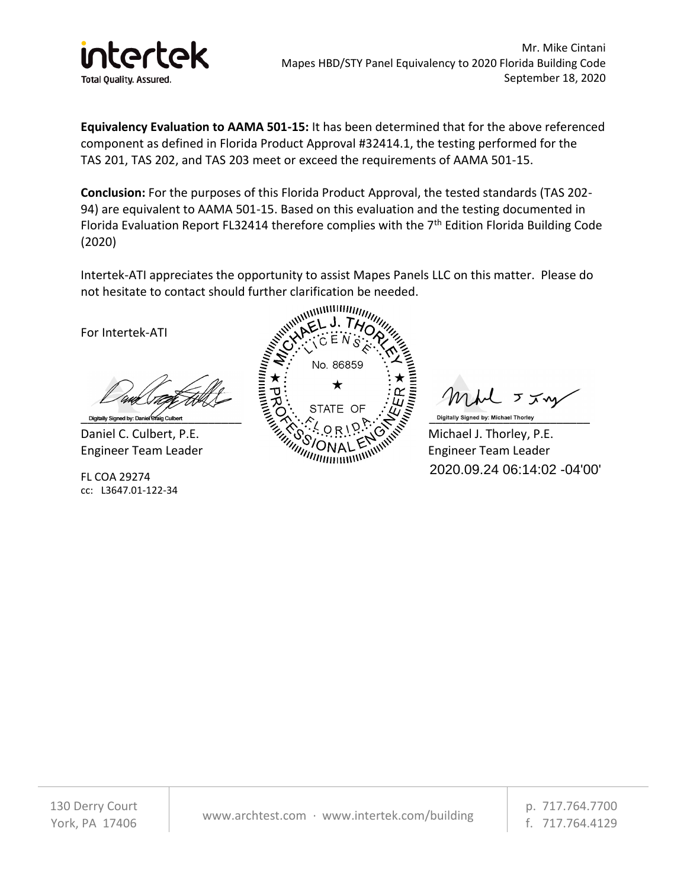**Equivalency Evaluation to AAMA 501-15:** It has been determined that for the above referenced component as defined in Florida Product Approval #32414.1, the testing performed for the TAS 201, TAS 202, and TAS 203 meet or exceed the requirements of AAMA 501-15.

**Conclusion:** For the purposes of this Florida Product Approval, the tested standards (TAS 202-94) are equivalent to AAMA 501-15. Based on this evaluation and the testing documented in Florida Evaluation Report FL32414 therefore complies with the 7th Edition Florida Building Code (2020)

Intertek-ATI appreciates the opportunity to assist Mapes Panels LLC on this matter. Please do not hesitate to contact should further clarification be needed.

For Intertek-ATI

Digitally Signed by: Daniel Craig Culbert

Daniel C. Culbert, P.E.
Engineer Team Leader

FL COA 29274
cc: L3647.01-122-34

MICHAEL J. THORLEY
LICENSE
No. 86859
STATE OF FLORIDA
PROFESSIONAL ENGINEER

Digitally Signed by: Michael Thorley

Michael J. Thorley, P.E.
Engineer Team Leader
2020.09.24 06:14:02 -04'00'

130 Derry Court
York, PA 17406

www.archtest.com · www.intertek.com/building

p. 717.764.7700
f. 717.764.4129